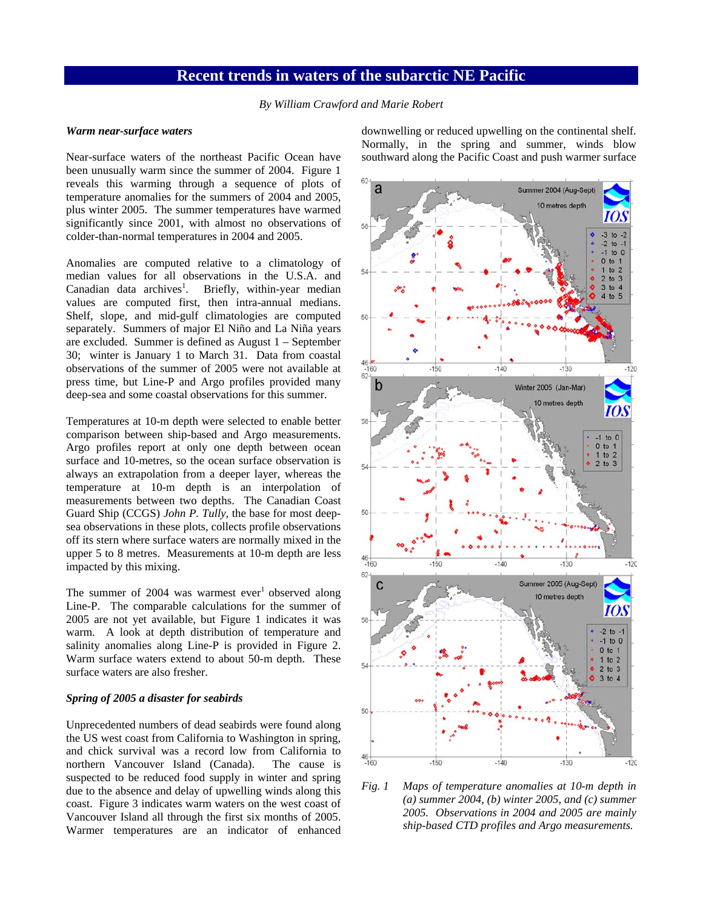# Recent trends in waters of the subarctic NE Pacific

*By William Crawford and Marie Robert*

### *Warm near-surface waters*

Near-surface waters of the northeast Pacific Ocean have been unusually warm since the summer of 2004. Figure 1 reveals this warming through a sequence of plots of temperature anomalies for the summers of 2004 and 2005, plus winter 2005. The summer temperatures have warmed significantly since 2001, with almost no observations of colder-than-normal temperatures in 2004 and 2005.

Anomalies are computed relative to a climatology of median values for all observations in the U.S.A. and Canadian data archives[1]. Briefly, within-year median values are computed first, then intra-annual medians. Shelf, slope, and mid-gulf climatologies are computed separately. Summers of major El Niño and La Niña years are excluded. Summer is defined as August 1 – September 30; winter is January 1 to March 31. Data from coastal observations of the summer of 2005 were not available at press time, but Line-P and Argo profiles provided many deep-sea and some coastal observations for this summer.

Temperatures at 10-m depth were selected to enable better comparison between ship-based and Argo measurements. Argo profiles report at only one depth between ocean surface and 10-metres, so the ocean surface observation is always an extrapolation from a deeper layer, whereas the temperature at 10-m depth is an interpolation of measurements between two depths. The Canadian Coast Guard Ship (CCGS) *John P. Tully*, the base for most deep-sea observations in these plots, collects profile observations off its stern where surface waters are normally mixed in the upper 5 to 8 metres. Measurements at 10-m depth are less impacted by this mixing.

The summer of 2004 was warmest ever[1] observed along Line-P. The comparable calculations for the summer of 2005 are not yet available, but Figure 1 indicates it was warm. A look at depth distribution of temperature and salinity anomalies along Line-P is provided in Figure 2. Warm surface waters extend to about 50-m depth. These surface waters are also fresher.

### *Spring of 2005 a disaster for seabirds*

Unprecedented numbers of dead seabirds were found along the US west coast from California to Washington in spring, and chick survival was a record low from California to northern Vancouver Island (Canada). The cause is suspected to be reduced food supply in winter and spring due to the absence and delay of upwelling winds along this coast. Figure 3 indicates warm waters on the west coast of Vancouver Island all through the first six months of 2005. Warmer temperatures are an indicator of enhanced downwelling or reduced upwelling on the continental shelf. Normally, in the spring and summer, winds blow southward along the Pacific Coast and push warmer surface

*Fig. 1 Maps of temperature anomalies at 10-m depth in (a) summer 2004, (b) winter 2005, and (c) summer 2005. Observations in 2004 and 2005 are mainly ship-based CTD profiles and Argo measurements.*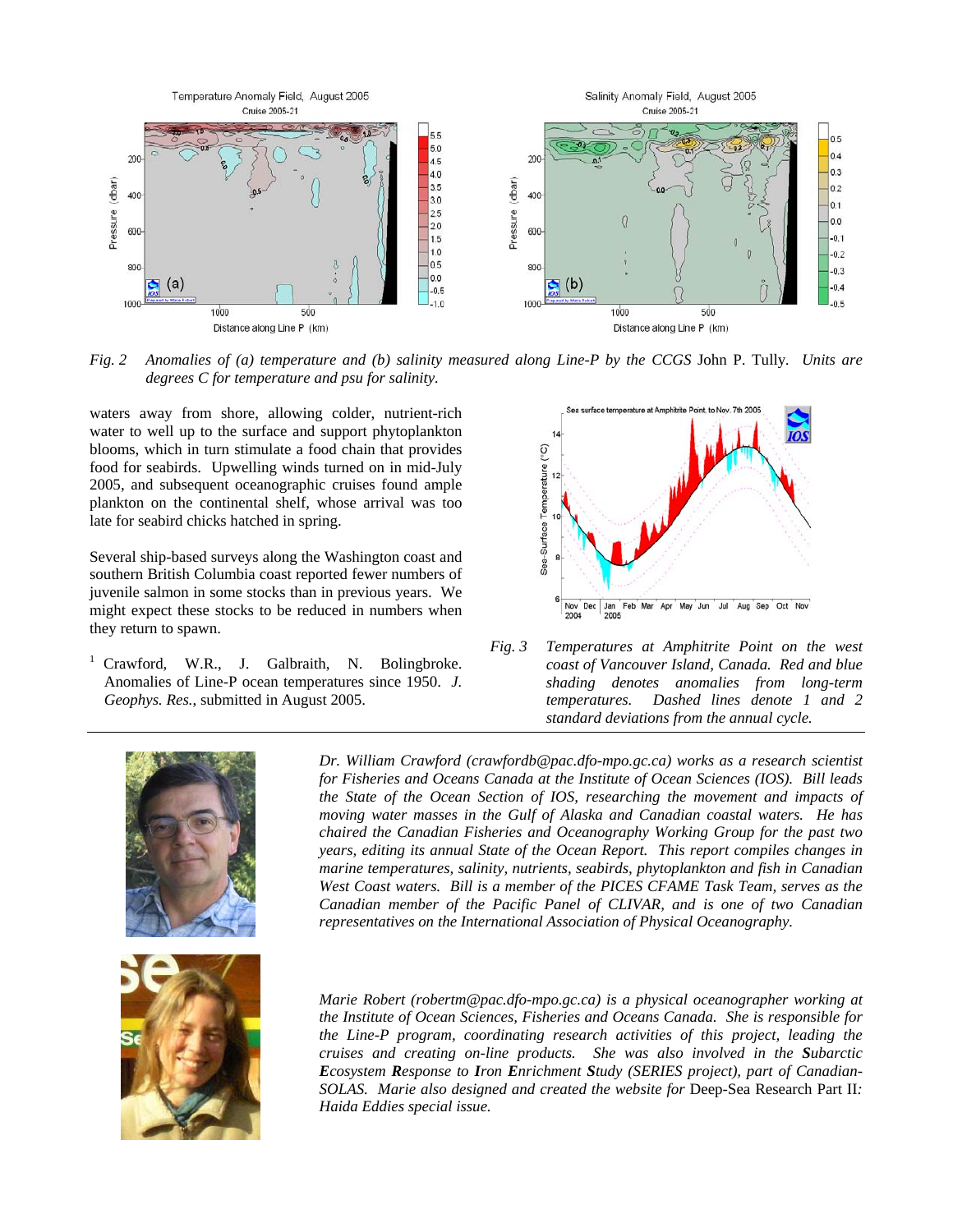Temperature Anomaly Field, August 2005

Cruise 2005-21

Pressure (dbar)

200

400

600

800

1000

1000

500

Distance along Line P (km)

(a)

5.5
5.0
4.5
4.0
3.5
3.0
2.5
2.0
1.5
1.0
0.5
0.0
-0.5
-1.0

Salinity Anomaly Field, August 2005

Cruise 2005-21

Pressure (dbar)

200

400

600

800

1000

1000

500

Distance along Line P (km)

(b)

0.5
0.4
0.3
0.2
0.1
0.0
-0.1
-0.2
-0.3
-0.4
-0.5

*Fig. 2 Anomalies of (a) temperature and (b) salinity measured along Line-P by the CCGS* John P. Tully. *Units are degrees C for temperature and psu for salinity.*

waters away from shore, allowing colder, nutrient-rich water to well up to the surface and support phytoplankton blooms, which in turn stimulate a food chain that provides food for seabirds. Upwelling winds turned on in mid-July 2005, and subsequent oceanographic cruises found ample plankton on the continental shelf, whose arrival was too late for seabird chicks hatched in spring.

Several ship-based surveys along the Washington coast and southern British Columbia coast reported fewer numbers of juvenile salmon in some stocks than in previous years. We might expect these stocks to be reduced in numbers when they return to spawn.

[1] Crawford, W.R., J. Galbraith, N. Bolingbroke. Anomalies of Line-P ocean temperatures since 1950. *J. Geophys. Res.*, submitted in August 2005.

Sea surface temperature at Amphitrite Point, to Nov. 7th 2005

Sea-Surface Temperature (°C)

14
12
10
8
6

Nov 2004, Dec, Jan 2005, Feb, Mar, Apr, May, Jun, Jul, Aug, Sep, Oct, Nov

IOS

*Fig. 3 Temperatures at Amphitrite Point on the west coast of Vancouver Island, Canada. Red and blue shading denotes anomalies from long-term temperatures. Dashed lines denote 1 and 2 standard deviations from the annual cycle.*

---

*Dr. William Crawford (crawfordb@pac.dfo-mpo.gc.ca) works as a research scientist for Fisheries and Oceans Canada at the Institute of Ocean Sciences (IOS). Bill leads the State of the Ocean Section of IOS, researching the movement and impacts of moving water masses in the Gulf of Alaska and Canadian coastal waters. He has chaired the Canadian Fisheries and Oceanography Working Group for the past two years, editing its annual State of the Ocean Report. This report compiles changes in marine temperatures, salinity, nutrients, seabirds, phytoplankton and fish in Canadian West Coast waters. Bill is a member of the PICES CFAME Task Team, serves as the Canadian member of the Pacific Panel of CLIVAR, and is one of two Canadian representatives on the International Association of Physical Oceanography.*

*Marie Robert (robertm@pac.dfo-mpo.gc.ca) is a physical oceanographer working at the Institute of Ocean Sciences, Fisheries and Oceans Canada. She is responsible for the Line-P program, coordinating research activities of this project, leading the cruises and creating on-line products. She was also involved in the* ***S****ubarctic* ***E****cosystem* ***R****esponse to* ***I****ron* ***E****nrichment* ***S****tudy (SERIES project), part of Canadian-SOLAS. Marie also designed and created the website for* Deep-Sea Research Part II: *Haida Eddies special issue.*